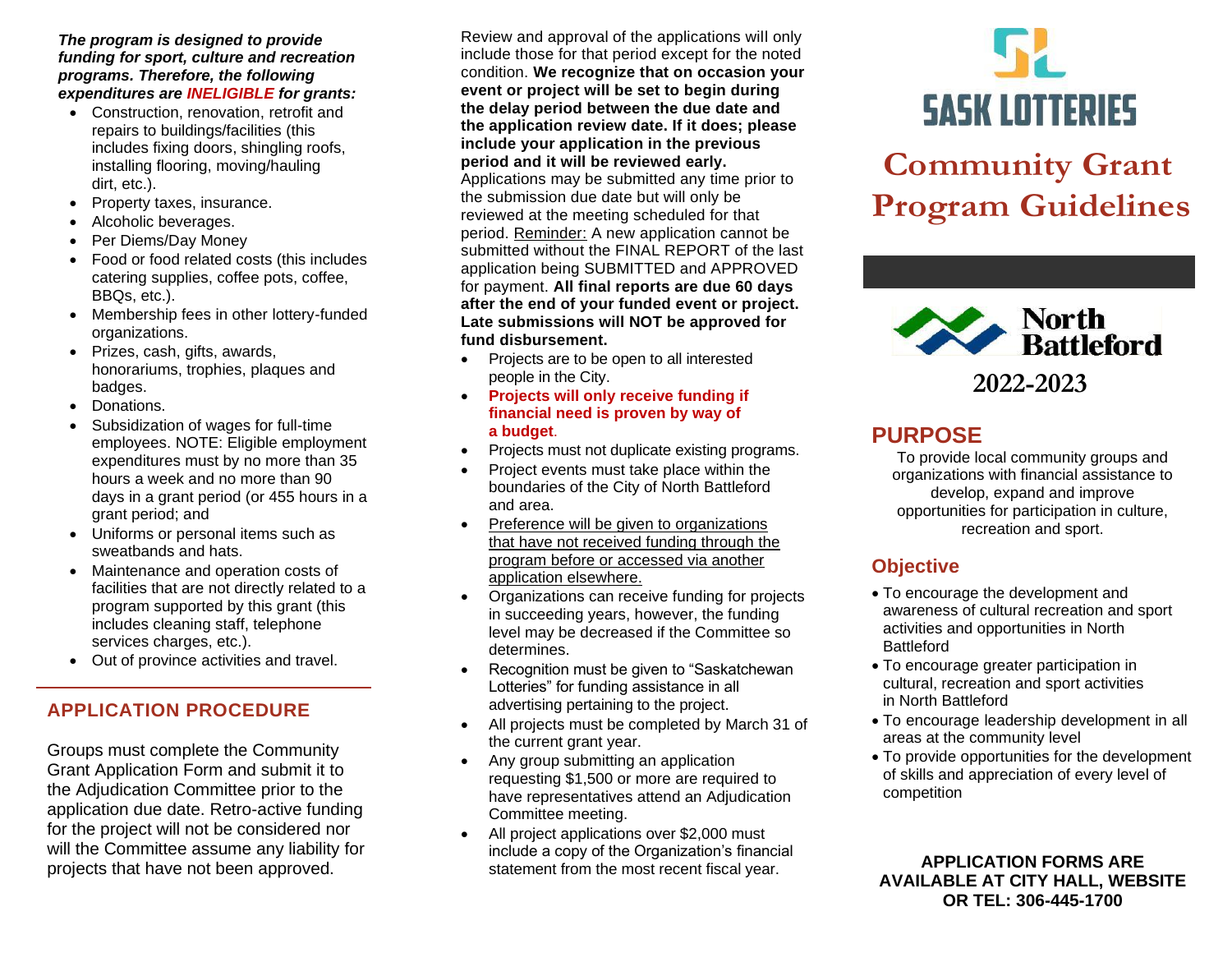# SASK LOTTERIES

# Community Grant Program Guidelines

# North Battleford

## 2022-2023

## PURPOSE

To provide local community groups and organizations with financial assistance to develop, expand and improve opportunities for participation in culture, recreation and sport.

### Objective

- To encourage the development and awareness of cultural recreation and sport activities and opportunities in North Battleford
- To encourage greater participation in cultural, recreation and sport activities in North Battleford
- To encourage leadership development in all areas at the community level
- To provide opportunities for the development of skills and appreciation of every level of competition

**APPLICATION FORMS ARE AVAILABLE AT CITY HALL, WEBSITE OR TEL: 306-445-1700**

***The program is designed to provide funding for sport, culture and recreation programs. Therefore, the following expenditures are INELIGIBLE for grants:***

- Construction, renovation, retrofit and repairs to buildings/facilities (this includes fixing doors, shingling roofs, installing flooring, moving/hauling dirt, etc.).
- Property taxes, insurance.
- Alcoholic beverages.
- Per Diems/Day Money
- Food or food related costs (this includes catering supplies, coffee pots, coffee, BBQs, etc.).
- Membership fees in other lottery-funded organizations.
- Prizes, cash, gifts, awards, honorariums, trophies, plaques and badges.
- Donations.
- Subsidization of wages for full-time employees. NOTE: Eligible employment expenditures must by no more than 35 hours a week and no more than 90 days in a grant period (or 455 hours in a grant period; and
- Uniforms or personal items such as sweatbands and hats.
- Maintenance and operation costs of facilities that are not directly related to a program supported by this grant (this includes cleaning staff, telephone services charges, etc.).
- Out of province activities and travel.

## APPLICATION PROCEDURE

Groups must complete the Community Grant Application Form and submit it to the Adjudication Committee prior to the application due date. Retro-active funding for the project will not be considered nor will the Committee assume any liability for projects that have not been approved.

Review and approval of the applications will only include those for that period except for the noted condition. **We recognize that on occasion your event or project will be set to begin during the delay period between the due date and the application review date. If it does; please include your application in the previous period and it will be reviewed early.** Applications may be submitted any time prior to the submission due date but will only be reviewed at the meeting scheduled for that period. <u>Reminder:</u> A new application cannot be submitted without the FINAL REPORT of the last application being SUBMITTED and APPROVED for payment. **All final reports are due 60 days after the end of your funded event or project. Late submissions will NOT be approved for fund disbursement.**

- Projects are to be open to all interested people in the City.
- **Projects will only receive funding if financial need is proven by way of a budget**.
- Projects must not duplicate existing programs.
- Project events must take place within the boundaries of the City of North Battleford and area.
- <u>Preference will be given to organizations that have not received funding through the program before or accessed via another application elsewhere.</u>
- Organizations can receive funding for projects in succeeding years, however, the funding level may be decreased if the Committee so determines.
- Recognition must be given to “Saskatchewan Lotteries” for funding assistance in all advertising pertaining to the project.
- All projects must be completed by March 31 of the current grant year.
- Any group submitting an application requesting $1,500 or more are required to have representatives attend an Adjudication Committee meeting.
- All project applications over $2,000 must include a copy of the Organization’s financial statement from the most recent fiscal year.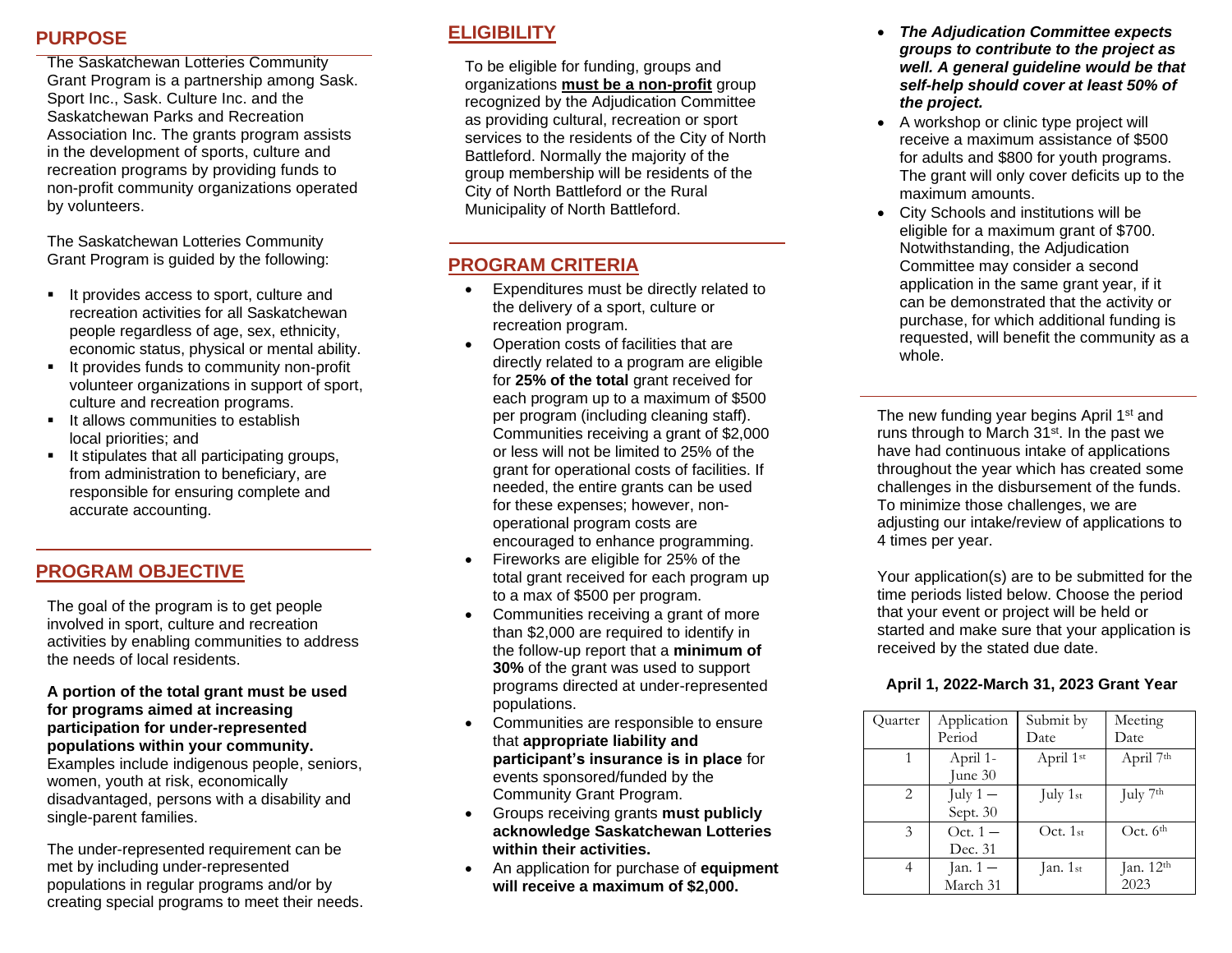## PURPOSE

The Saskatchewan Lotteries Community Grant Program is a partnership among Sask. Sport Inc., Sask. Culture Inc. and the Saskatchewan Parks and Recreation Association Inc. The grants program assists in the development of sports, culture and recreation programs by providing funds to non-profit community organizations operated by volunteers.

The Saskatchewan Lotteries Community Grant Program is guided by the following:

- It provides access to sport, culture and recreation activities for all Saskatchewan people regardless of age, sex, ethnicity, economic status, physical or mental ability.
- It provides funds to community non-profit volunteer organizations in support of sport, culture and recreation programs.
- It allows communities to establish local priorities; and
- It stipulates that all participating groups, from administration to beneficiary, are responsible for ensuring complete and accurate accounting.

## PROGRAM OBJECTIVE

The goal of the program is to get people involved in sport, culture and recreation activities by enabling communities to address the needs of local residents.

**A portion of the total grant must be used for programs aimed at increasing participation for under-represented populations within your community.** Examples include indigenous people, seniors, women, youth at risk, economically disadvantaged, persons with a disability and single-parent families.

The under-represented requirement can be met by including under-represented populations in regular programs and/or by creating special programs to meet their needs.

## ELIGIBILITY

To be eligible for funding, groups and organizations **must be a non-profit** group recognized by the Adjudication Committee as providing cultural, recreation or sport services to the residents of the City of North Battleford. Normally the majority of the group membership will be residents of the City of North Battleford or the Rural Municipality of North Battleford.

## PROGRAM CRITERIA

- Expenditures must be directly related to the delivery of a sport, culture or recreation program.
- Operation costs of facilities that are directly related to a program are eligible for **25% of the total** grant received for each program up to a maximum of $500 per program (including cleaning staff). Communities receiving a grant of $2,000 or less will not be limited to 25% of the grant for operational costs of facilities. If needed, the entire grants can be used for these expenses; however, non-operational program costs are encouraged to enhance programming.
- Fireworks are eligible for 25% of the total grant received for each program up to a max of $500 per program.
- Communities receiving a grant of more than $2,000 are required to identify in the follow-up report that a **minimum of 30%** of the grant was used to support programs directed at under-represented populations.
- Communities are responsible to ensure that **appropriate liability and participant's insurance is in place** for events sponsored/funded by the Community Grant Program.
- Groups receiving grants **must publicly acknowledge Saskatchewan Lotteries within their activities.**
- An application for purchase of **equipment will receive a maximum of $2,000.**
- ***The Adjudication Committee expects groups to contribute to the project as well. A general guideline would be that self-help should cover at least 50% of the project.***
- A workshop or clinic type project will receive a maximum assistance of $500 for adults and $800 for youth programs. The grant will only cover deficits up to the maximum amounts.
- City Schools and institutions will be eligible for a maximum grant of $700. Notwithstanding, the Adjudication Committee may consider a second application in the same grant year, if it can be demonstrated that the activity or purchase, for which additional funding is requested, will benefit the community as a whole.

The new funding year begins April 1st and runs through to March 31st. In the past we have had continuous intake of applications throughout the year which has created some challenges in the disbursement of the funds. To minimize those challenges, we are adjusting our intake/review of applications to 4 times per year.

Your application(s) are to be submitted for the time periods listed below. Choose the period that your event or project will be held or started and make sure that your application is received by the stated due date.

**April 1, 2022-March 31, 2023 Grant Year**

| Quarter | Application Period | Submit by Date | Meeting Date |
|---|---|---|---|
| 1 | April 1- June 30 | April 1st | April 7th |
| 2 | July 1 – Sept. 30 | July 1st | July 7th |
| 3 | Oct. 1 – Dec. 31 | Oct. 1st | Oct. 6th |
| 4 | Jan. 1 – March 31 | Jan. 1st | Jan. 12th 2023 |